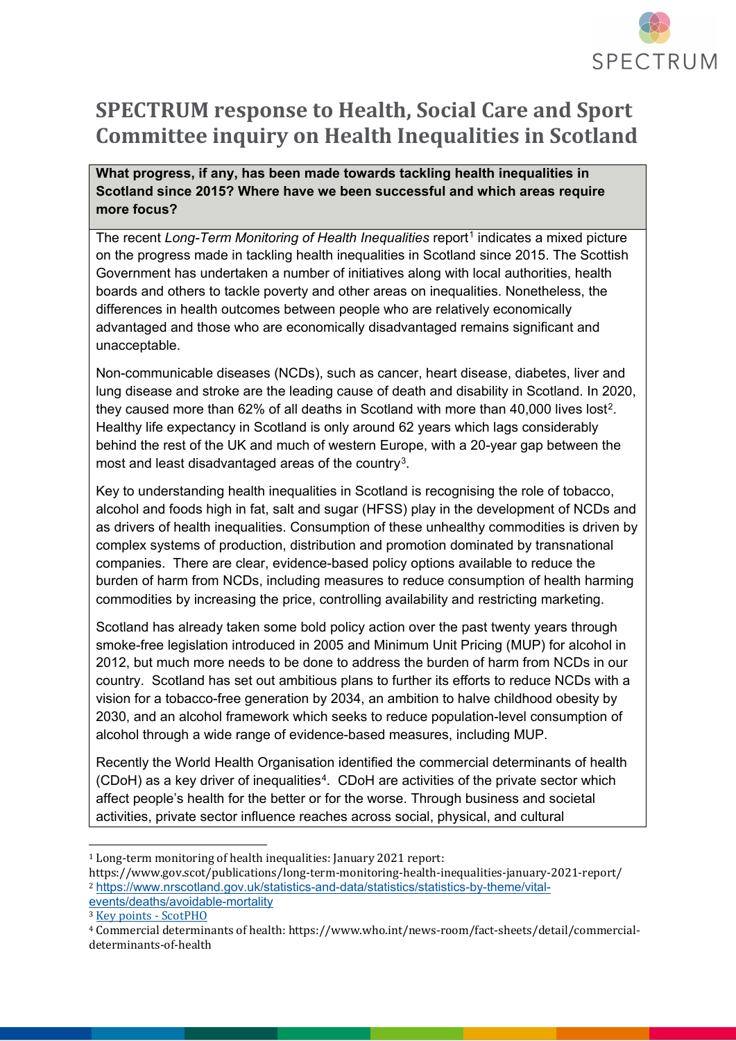# SPECTRUM response to Health, Social Care and Sport Committee inquiry on Health Inequalities in Scotland

**What progress, if any, has been made towards tackling health inequalities in Scotland since 2015? Where have we been successful and which areas require more focus?**

The recent *Long-Term Monitoring of Health Inequalities* report[1] indicates a mixed picture on the progress made in tackling health inequalities in Scotland since 2015. The Scottish Government has undertaken a number of initiatives along with local authorities, health boards and others to tackle poverty and other areas on inequalities. Nonetheless, the differences in health outcomes between people who are relatively economically advantaged and those who are economically disadvantaged remains significant and unacceptable.

Non-communicable diseases (NCDs), such as cancer, heart disease, diabetes, liver and lung disease and stroke are the leading cause of death and disability in Scotland. In 2020, they caused more than 62% of all deaths in Scotland with more than 40,000 lives lost[2]. Healthy life expectancy in Scotland is only around 62 years which lags considerably behind the rest of the UK and much of western Europe, with a 20-year gap between the most and least disadvantaged areas of the country[3].

Key to understanding health inequalities in Scotland is recognising the role of tobacco, alcohol and foods high in fat, salt and sugar (HFSS) play in the development of NCDs and as drivers of health inequalities. Consumption of these unhealthy commodities is driven by complex systems of production, distribution and promotion dominated by transnational companies. There are clear, evidence-based policy options available to reduce the burden of harm from NCDs, including measures to reduce consumption of health harming commodities by increasing the price, controlling availability and restricting marketing.

Scotland has already taken some bold policy action over the past twenty years through smoke-free legislation introduced in 2005 and Minimum Unit Pricing (MUP) for alcohol in 2012, but much more needs to be done to address the burden of harm from NCDs in our country. Scotland has set out ambitious plans to further its efforts to reduce NCDs with a vision for a tobacco-free generation by 2034, an ambition to halve childhood obesity by 2030, and an alcohol framework which seeks to reduce population-level consumption of alcohol through a wide range of evidence-based measures, including MUP.

Recently the World Health Organisation identified the commercial determinants of health (CDoH) as a key driver of inequalities[4]. CDoH are activities of the private sector which affect people's health for the better or for the worse. Through business and societal activities, private sector influence reaches across social, physical, and cultural

---

[1] Long-term monitoring of health inequalities: January 2021 report: https://www.gov.scot/publications/long-term-monitoring-health-inequalities-january-2021-report/

[2] https://www.nrscotland.gov.uk/statistics-and-data/statistics/statistics-by-theme/vital-events/deaths/avoidable-mortality

[3] Key points - ScotPHO

[4] Commercial determinants of health: https://www.who.int/news-room/fact-sheets/detail/commercial-determinants-of-health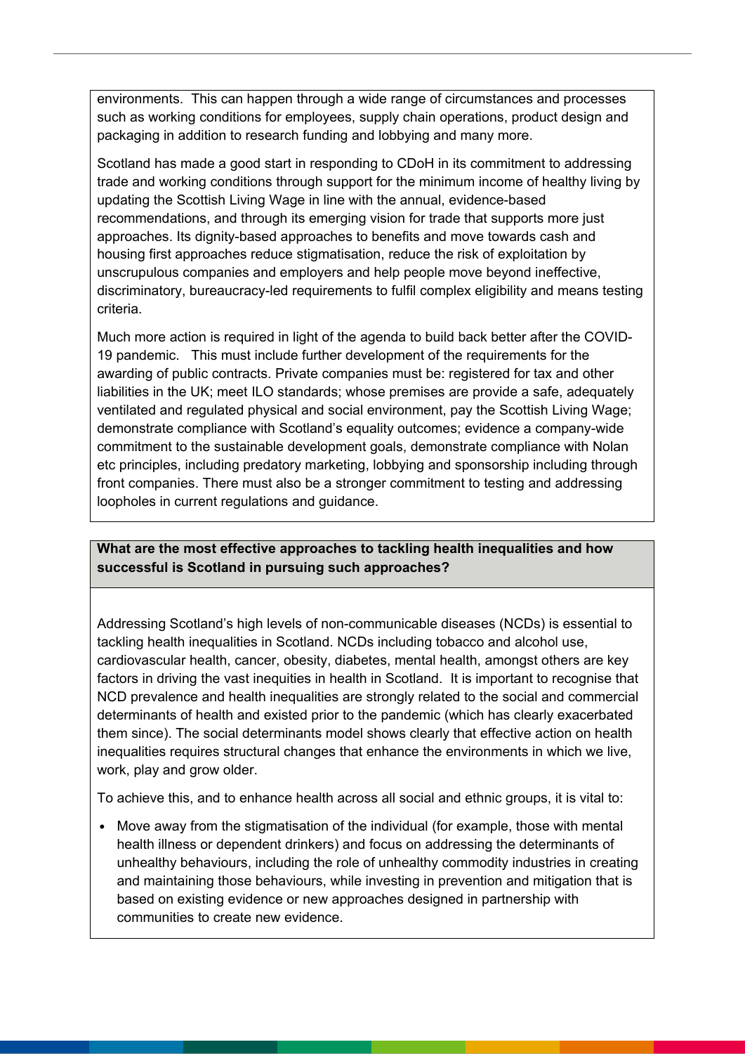environments. This can happen through a wide range of circumstances and processes such as working conditions for employees, supply chain operations, product design and packaging in addition to research funding and lobbying and many more.

Scotland has made a good start in responding to CDoH in its commitment to addressing trade and working conditions through support for the minimum income of healthy living by updating the Scottish Living Wage in line with the annual, evidence-based recommendations, and through its emerging vision for trade that supports more just approaches. Its dignity-based approaches to benefits and move towards cash and housing first approaches reduce stigmatisation, reduce the risk of exploitation by unscrupulous companies and employers and help people move beyond ineffective, discriminatory, bureaucracy-led requirements to fulfil complex eligibility and means testing criteria.

Much more action is required in light of the agenda to build back better after the COVID-19 pandemic. This must include further development of the requirements for the awarding of public contracts. Private companies must be: registered for tax and other liabilities in the UK; meet ILO standards; whose premises are provide a safe, adequately ventilated and regulated physical and social environment, pay the Scottish Living Wage; demonstrate compliance with Scotland's equality outcomes; evidence a company-wide commitment to the sustainable development goals, demonstrate compliance with Nolan etc principles, including predatory marketing, lobbying and sponsorship including through front companies. There must also be a stronger commitment to testing and addressing loopholes in current regulations and guidance.

**What are the most effective approaches to tackling health inequalities and how successful is Scotland in pursuing such approaches?**

Addressing Scotland's high levels of non-communicable diseases (NCDs) is essential to tackling health inequalities in Scotland. NCDs including tobacco and alcohol use, cardiovascular health, cancer, obesity, diabetes, mental health, amongst others are key factors in driving the vast inequities in health in Scotland. It is important to recognise that NCD prevalence and health inequalities are strongly related to the social and commercial determinants of health and existed prior to the pandemic (which has clearly exacerbated them since). The social determinants model shows clearly that effective action on health inequalities requires structural changes that enhance the environments in which we live, work, play and grow older.

To achieve this, and to enhance health across all social and ethnic groups, it is vital to:

- Move away from the stigmatisation of the individual (for example, those with mental health illness or dependent drinkers) and focus on addressing the determinants of unhealthy behaviours, including the role of unhealthy commodity industries in creating and maintaining those behaviours, while investing in prevention and mitigation that is based on existing evidence or new approaches designed in partnership with communities to create new evidence.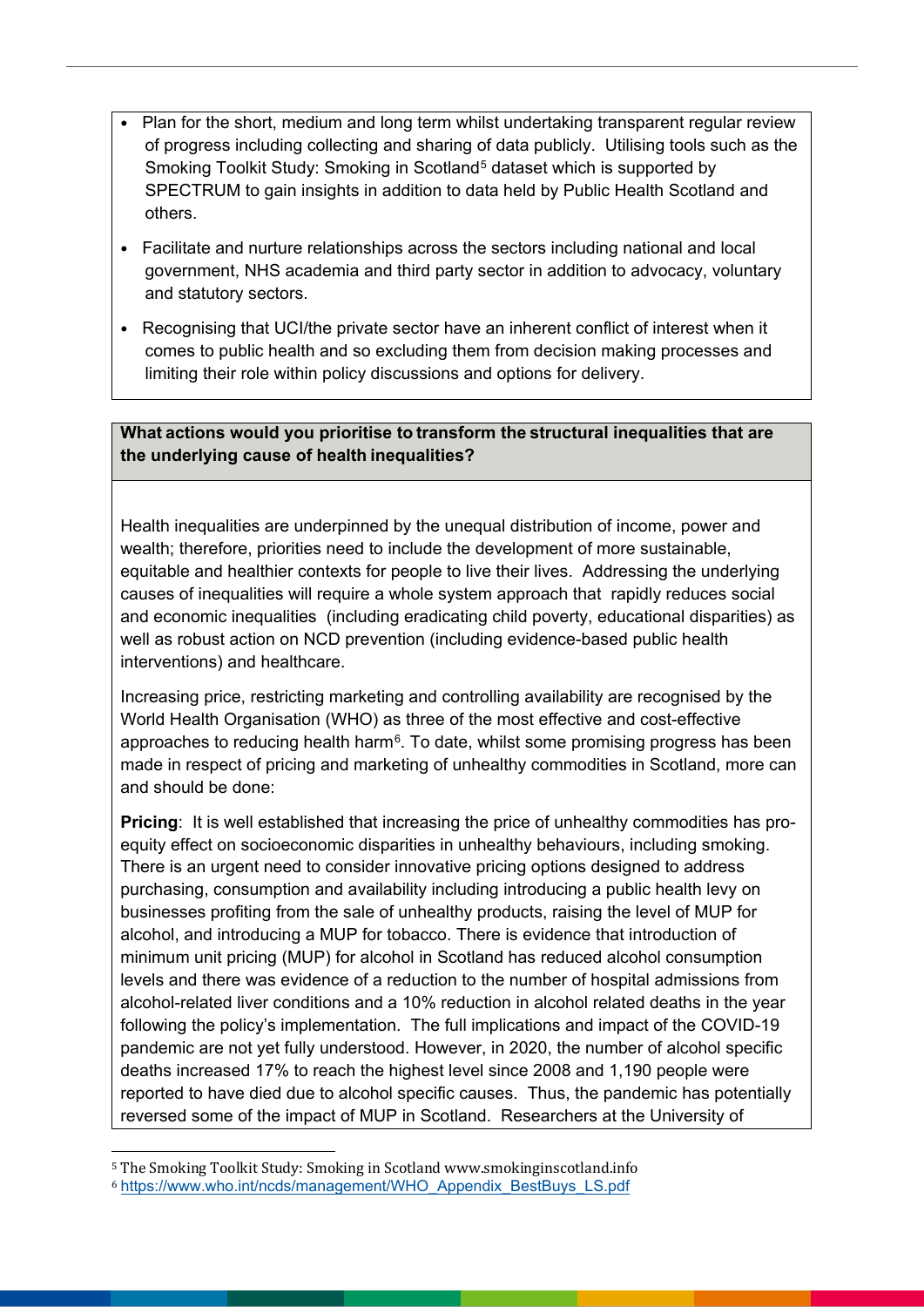- Plan for the short, medium and long term whilst undertaking transparent regular review of progress including collecting and sharing of data publicly. Utilising tools such as the Smoking Toolkit Study: Smoking in Scotland[5] dataset which is supported by SPECTRUM to gain insights in addition to data held by Public Health Scotland and others.
- Facilitate and nurture relationships across the sectors including national and local government, NHS academia and third party sector in addition to advocacy, voluntary and statutory sectors.
- Recognising that UCI/the private sector have an inherent conflict of interest when it comes to public health and so excluding them from decision making processes and limiting their role within policy discussions and options for delivery.

**What actions would you prioritise to transform the structural inequalities that are the underlying cause of health inequalities?**

Health inequalities are underpinned by the unequal distribution of income, power and wealth; therefore, priorities need to include the development of more sustainable, equitable and healthier contexts for people to live their lives. Addressing the underlying causes of inequalities will require a whole system approach that rapidly reduces social and economic inequalities (including eradicating child poverty, educational disparities) as well as robust action on NCD prevention (including evidence-based public health interventions) and healthcare.

Increasing price, restricting marketing and controlling availability are recognised by the World Health Organisation (WHO) as three of the most effective and cost-effective approaches to reducing health harm[6]. To date, whilst some promising progress has been made in respect of pricing and marketing of unhealthy commodities in Scotland, more can and should be done:

**Pricing**: It is well established that increasing the price of unhealthy commodities has pro-equity effect on socioeconomic disparities in unhealthy behaviours, including smoking. There is an urgent need to consider innovative pricing options designed to address purchasing, consumption and availability including introducing a public health levy on businesses profiting from the sale of unhealthy products, raising the level of MUP for alcohol, and introducing a MUP for tobacco. There is evidence that introduction of minimum unit pricing (MUP) for alcohol in Scotland has reduced alcohol consumption levels and there was evidence of a reduction to the number of hospital admissions from alcohol-related liver conditions and a 10% reduction in alcohol related deaths in the year following the policy's implementation. The full implications and impact of the COVID-19 pandemic are not yet fully understood. However, in 2020, the number of alcohol specific deaths increased 17% to reach the highest level since 2008 and 1,190 people were reported to have died due to alcohol specific causes. Thus, the pandemic has potentially reversed some of the impact of MUP in Scotland. Researchers at the University of

---

[5] The Smoking Toolkit Study: Smoking in Scotland www.smokinginscotland.info

[6] https://www.who.int/ncds/management/WHO_Appendix_BestBuys_LS.pdf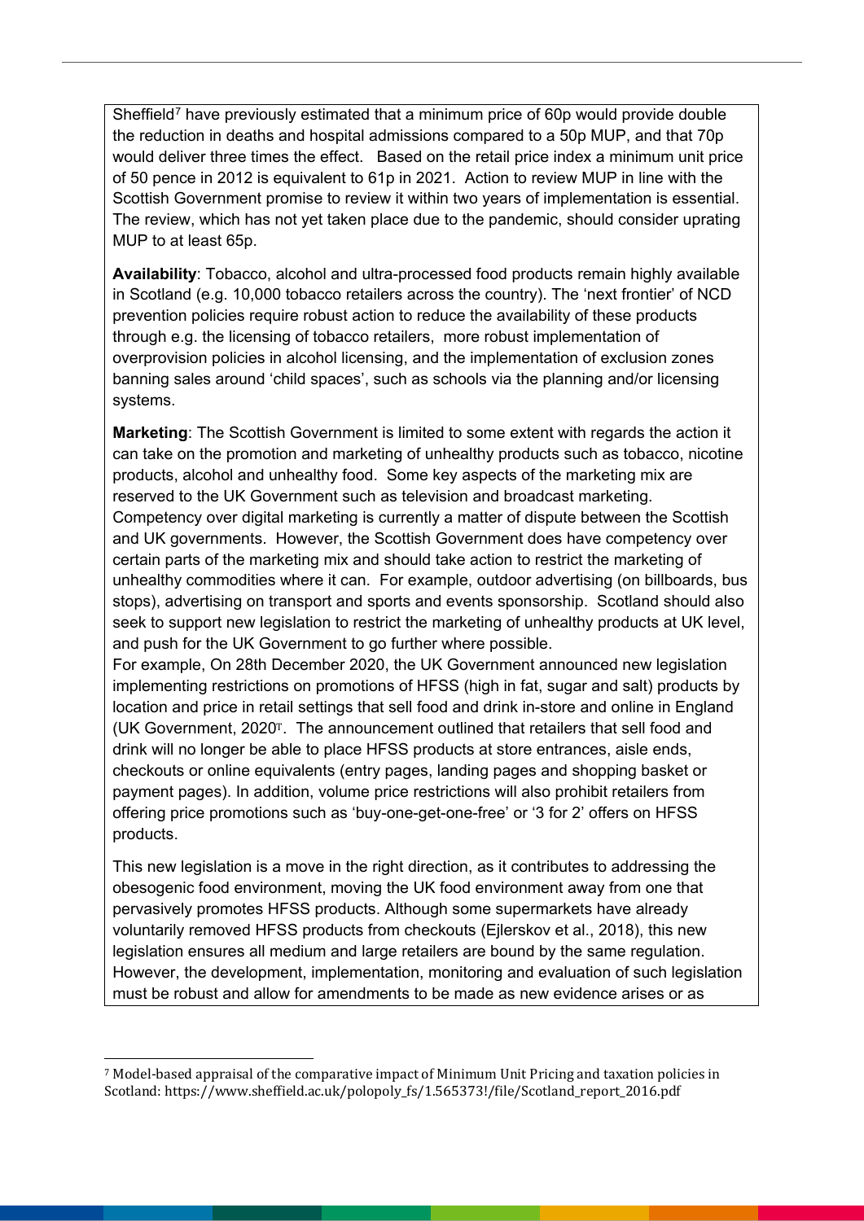Sheffield[7] have previously estimated that a minimum price of 60p would provide double the reduction in deaths and hospital admissions compared to a 50p MUP, and that 70p would deliver three times the effect. Based on the retail price index a minimum unit price of 50 pence in 2012 is equivalent to 61p in 2021. Action to review MUP in line with the Scottish Government promise to review it within two years of implementation is essential. The review, which has not yet taken place due to the pandemic, should consider uprating MUP to at least 65p.

**Availability**: Tobacco, alcohol and ultra-processed food products remain highly available in Scotland (e.g. 10,000 tobacco retailers across the country). The 'next frontier' of NCD prevention policies require robust action to reduce the availability of these products through e.g. the licensing of tobacco retailers, more robust implementation of overprovision policies in alcohol licensing, and the implementation of exclusion zones banning sales around 'child spaces', such as schools via the planning and/or licensing systems.

**Marketing**: The Scottish Government is limited to some extent with regards the action it can take on the promotion and marketing of unhealthy products such as tobacco, nicotine products, alcohol and unhealthy food. Some key aspects of the marketing mix are reserved to the UK Government such as television and broadcast marketing. Competency over digital marketing is currently a matter of dispute between the Scottish and UK governments. However, the Scottish Government does have competency over certain parts of the marketing mix and should take action to restrict the marketing of unhealthy commodities where it can. For example, outdoor advertising (on billboards, bus stops), advertising on transport and sports and events sponsorship. Scotland should also seek to support new legislation to restrict the marketing of unhealthy products at UK level, and push for the UK Government to go further where possible.

For example, On 28th December 2020, the UK Government announced new legislation implementing restrictions on promotions of HFSS (high in fat, sugar and salt) products by location and price in retail settings that sell food and drink in-store and online in England (UK Government, 2020[T]. The announcement outlined that retailers that sell food and drink will no longer be able to place HFSS products at store entrances, aisle ends, checkouts or online equivalents (entry pages, landing pages and shopping basket or payment pages). In addition, volume price restrictions will also prohibit retailers from offering price promotions such as 'buy-one-get-one-free' or '3 for 2' offers on HFSS products.

This new legislation is a move in the right direction, as it contributes to addressing the obesogenic food environment, moving the UK food environment away from one that pervasively promotes HFSS products. Although some supermarkets have already voluntarily removed HFSS products from checkouts (Ejlerskov et al., 2018), this new legislation ensures all medium and large retailers are bound by the same regulation. However, the development, implementation, monitoring and evaluation of such legislation must be robust and allow for amendments to be made as new evidence arises or as

---

[7] Model-based appraisal of the comparative impact of Minimum Unit Pricing and taxation policies in Scotland: https://www.sheffield.ac.uk/polopoly_fs/1.565373!/file/Scotland_report_2016.pdf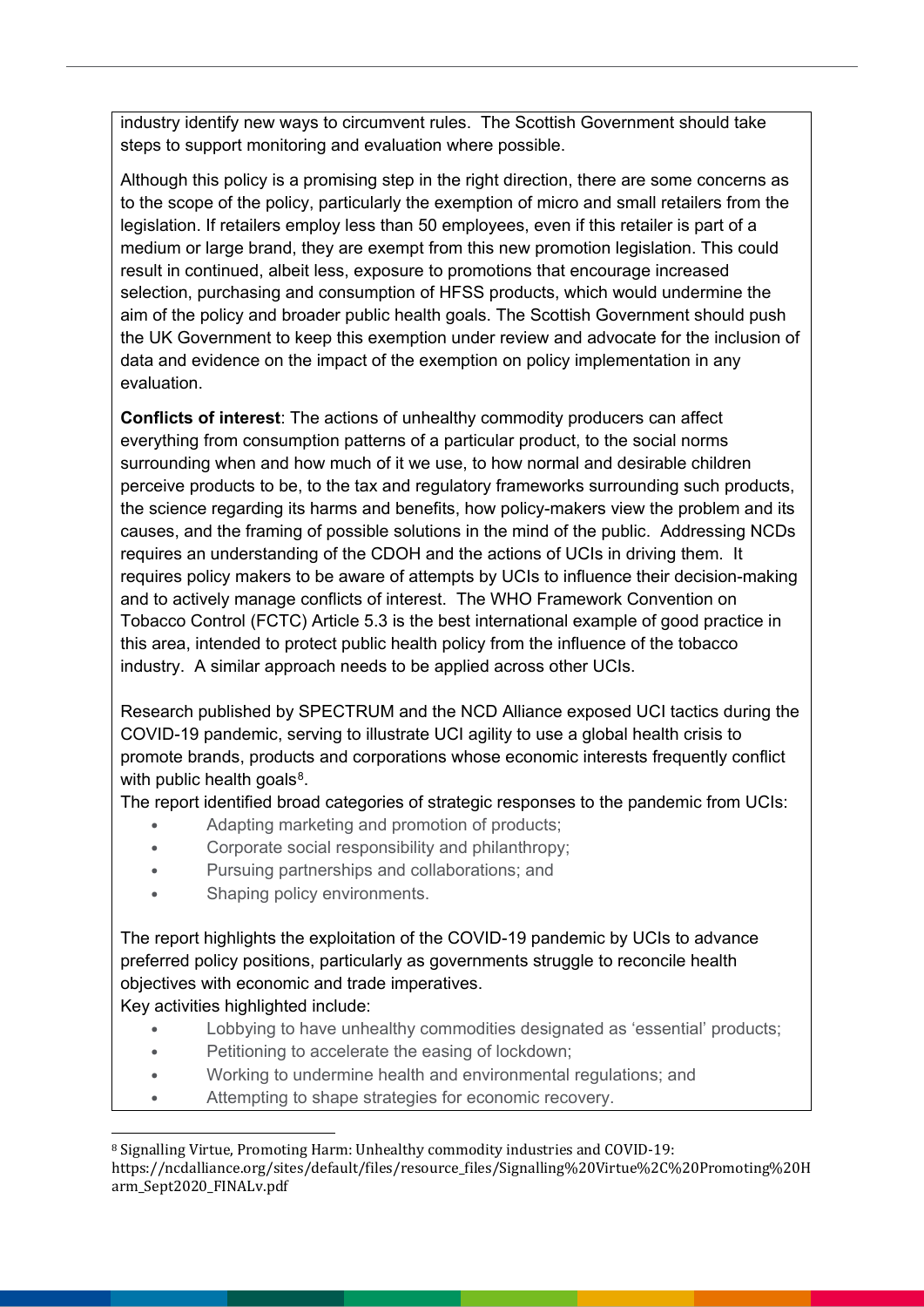industry identify new ways to circumvent rules. The Scottish Government should take steps to support monitoring and evaluation where possible.

Although this policy is a promising step in the right direction, there are some concerns as to the scope of the policy, particularly the exemption of micro and small retailers from the legislation. If retailers employ less than 50 employees, even if this retailer is part of a medium or large brand, they are exempt from this new promotion legislation. This could result in continued, albeit less, exposure to promotions that encourage increased selection, purchasing and consumption of HFSS products, which would undermine the aim of the policy and broader public health goals. The Scottish Government should push the UK Government to keep this exemption under review and advocate for the inclusion of data and evidence on the impact of the exemption on policy implementation in any evaluation.

**Conflicts of interest**: The actions of unhealthy commodity producers can affect everything from consumption patterns of a particular product, to the social norms surrounding when and how much of it we use, to how normal and desirable children perceive products to be, to the tax and regulatory frameworks surrounding such products, the science regarding its harms and benefits, how policy-makers view the problem and its causes, and the framing of possible solutions in the mind of the public. Addressing NCDs requires an understanding of the CDOH and the actions of UCIs in driving them. It requires policy makers to be aware of attempts by UCIs to influence their decision-making and to actively manage conflicts of interest. The WHO Framework Convention on Tobacco Control (FCTC) Article 5.3 is the best international example of good practice in this area, intended to protect public health policy from the influence of the tobacco industry. A similar approach needs to be applied across other UCIs.

Research published by SPECTRUM and the NCD Alliance exposed UCI tactics during the COVID-19 pandemic, serving to illustrate UCI agility to use a global health crisis to promote brands, products and corporations whose economic interests frequently conflict with public health goals[8].

The report identified broad categories of strategic responses to the pandemic from UCIs:

- Adapting marketing and promotion of products;
- Corporate social responsibility and philanthropy;
- Pursuing partnerships and collaborations; and
- Shaping policy environments.

The report highlights the exploitation of the COVID-19 pandemic by UCIs to advance preferred policy positions, particularly as governments struggle to reconcile health objectives with economic and trade imperatives.

Key activities highlighted include:

- Lobbying to have unhealthy commodities designated as 'essential' products;
- Petitioning to accelerate the easing of lockdown;
- Working to undermine health and environmental regulations; and
- Attempting to shape strategies for economic recovery.

[8] Signalling Virtue, Promoting Harm: Unhealthy commodity industries and COVID-19: https://ncdalliance.org/sites/default/files/resource_files/Signalling%20Virtue%2C%20Promoting%20Harm_Sept2020_FINALv.pdf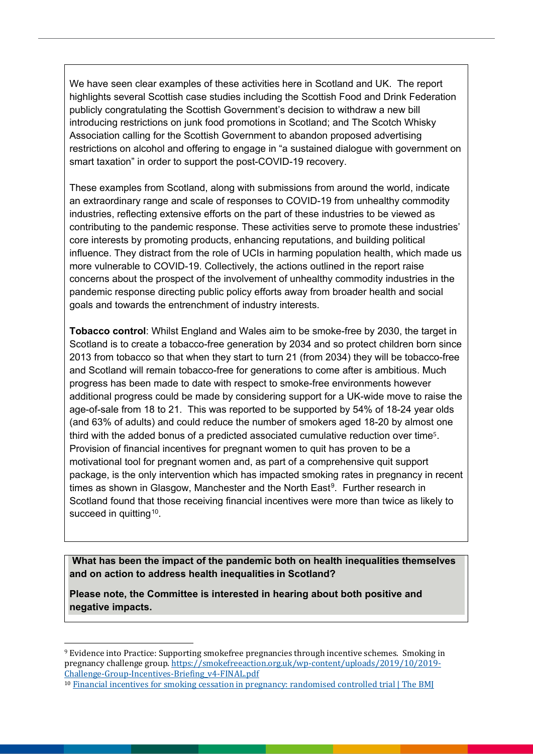We have seen clear examples of these activities here in Scotland and UK. The report highlights several Scottish case studies including the Scottish Food and Drink Federation publicly congratulating the Scottish Government's decision to withdraw a new bill introducing restrictions on junk food promotions in Scotland; and The Scotch Whisky Association calling for the Scottish Government to abandon proposed advertising restrictions on alcohol and offering to engage in "a sustained dialogue with government on smart taxation" in order to support the post-COVID-19 recovery.

These examples from Scotland, along with submissions from around the world, indicate an extraordinary range and scale of responses to COVID-19 from unhealthy commodity industries, reflecting extensive efforts on the part of these industries to be viewed as contributing to the pandemic response. These activities serve to promote these industries' core interests by promoting products, enhancing reputations, and building political influence. They distract from the role of UCIs in harming population health, which made us more vulnerable to COVID-19. Collectively, the actions outlined in the report raise concerns about the prospect of the involvement of unhealthy commodity industries in the pandemic response directing public policy efforts away from broader health and social goals and towards the entrenchment of industry interests.

**Tobacco control**: Whilst England and Wales aim to be smoke-free by 2030, the target in Scotland is to create a tobacco-free generation by 2034 and so protect children born since 2013 from tobacco so that when they start to turn 21 (from 2034) they will be tobacco-free and Scotland will remain tobacco-free for generations to come after is ambitious. Much progress has been made to date with respect to smoke-free environments however additional progress could be made by considering support for a UK-wide move to raise the age-of-sale from 18 to 21. This was reported to be supported by 54% of 18-24 year olds (and 63% of adults) and could reduce the number of smokers aged 18-20 by almost one third with the added bonus of a predicted associated cumulative reduction over time[5]. Provision of financial incentives for pregnant women to quit has proven to be a motivational tool for pregnant women and, as part of a comprehensive quit support package, is the only intervention which has impacted smoking rates in pregnancy in recent times as shown in Glasgow, Manchester and the North East[9]. Further research in Scotland found that those receiving financial incentives were more than twice as likely to succeed in quitting[10].

**What has been the impact of the pandemic both on health inequalities themselves and on action to address health inequalities in Scotland?**

**Please note, the Committee is interested in hearing about both positive and negative impacts.**

---

[9] Evidence into Practice: Supporting smokefree pregnancies through incentive schemes. Smoking in pregnancy challenge group. https://smokefreeaction.org.uk/wp-content/uploads/2019/10/2019-Challenge-Group-Incentives-Briefing_v4-FINAL.pdf

[10] Financial incentives for smoking cessation in pregnancy: randomised controlled trial | The BMJ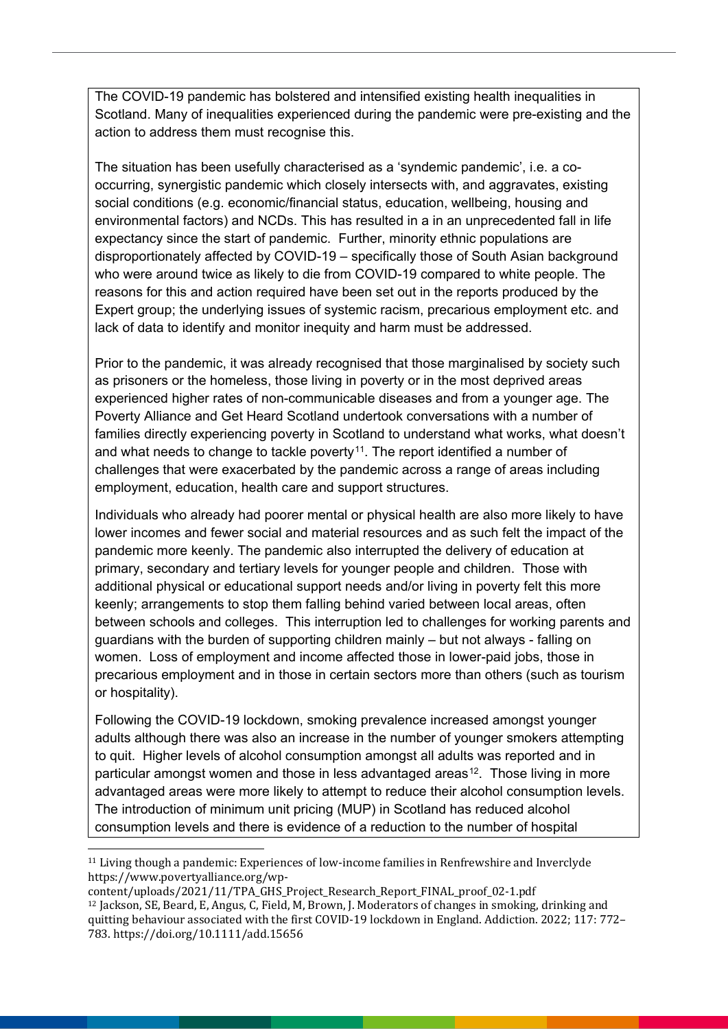The COVID-19 pandemic has bolstered and intensified existing health inequalities in Scotland. Many of inequalities experienced during the pandemic were pre-existing and the action to address them must recognise this.

The situation has been usefully characterised as a 'syndemic pandemic', i.e. a co-occurring, synergistic pandemic which closely intersects with, and aggravates, existing social conditions (e.g. economic/financial status, education, wellbeing, housing and environmental factors) and NCDs. This has resulted in a in an unprecedented fall in life expectancy since the start of pandemic. Further, minority ethnic populations are disproportionately affected by COVID-19 – specifically those of South Asian background who were around twice as likely to die from COVID-19 compared to white people. The reasons for this and action required have been set out in the reports produced by the Expert group; the underlying issues of systemic racism, precarious employment etc. and lack of data to identify and monitor inequity and harm must be addressed.

Prior to the pandemic, it was already recognised that those marginalised by society such as prisoners or the homeless, those living in poverty or in the most deprived areas experienced higher rates of non-communicable diseases and from a younger age. The Poverty Alliance and Get Heard Scotland undertook conversations with a number of families directly experiencing poverty in Scotland to understand what works, what doesn't and what needs to change to tackle poverty[11]. The report identified a number of challenges that were exacerbated by the pandemic across a range of areas including employment, education, health care and support structures.

Individuals who already had poorer mental or physical health are also more likely to have lower incomes and fewer social and material resources and as such felt the impact of the pandemic more keenly. The pandemic also interrupted the delivery of education at primary, secondary and tertiary levels for younger people and children. Those with additional physical or educational support needs and/or living in poverty felt this more keenly; arrangements to stop them falling behind varied between local areas, often between schools and colleges. This interruption led to challenges for working parents and guardians with the burden of supporting children mainly – but not always - falling on women. Loss of employment and income affected those in lower-paid jobs, those in precarious employment and in those in certain sectors more than others (such as tourism or hospitality).

Following the COVID-19 lockdown, smoking prevalence increased amongst younger adults although there was also an increase in the number of younger smokers attempting to quit. Higher levels of alcohol consumption amongst all adults was reported and in particular amongst women and those in less advantaged areas[12]. Those living in more advantaged areas were more likely to attempt to reduce their alcohol consumption levels. The introduction of minimum unit pricing (MUP) in Scotland has reduced alcohol consumption levels and there is evidence of a reduction to the number of hospital

---

[11] Living though a pandemic: Experiences of low-income families in Renfrewshire and Inverclyde https://www.povertyalliance.org/wp-content/uploads/2021/11/TPA_GHS_Project_Research_Report_FINAL_proof_02-1.pdf

[12] Jackson, SE, Beard, E, Angus, C, Field, M, Brown, J. Moderators of changes in smoking, drinking and quitting behaviour associated with the first COVID-19 lockdown in England. Addiction. 2022; 117: 772–783. https://doi.org/10.1111/add.15656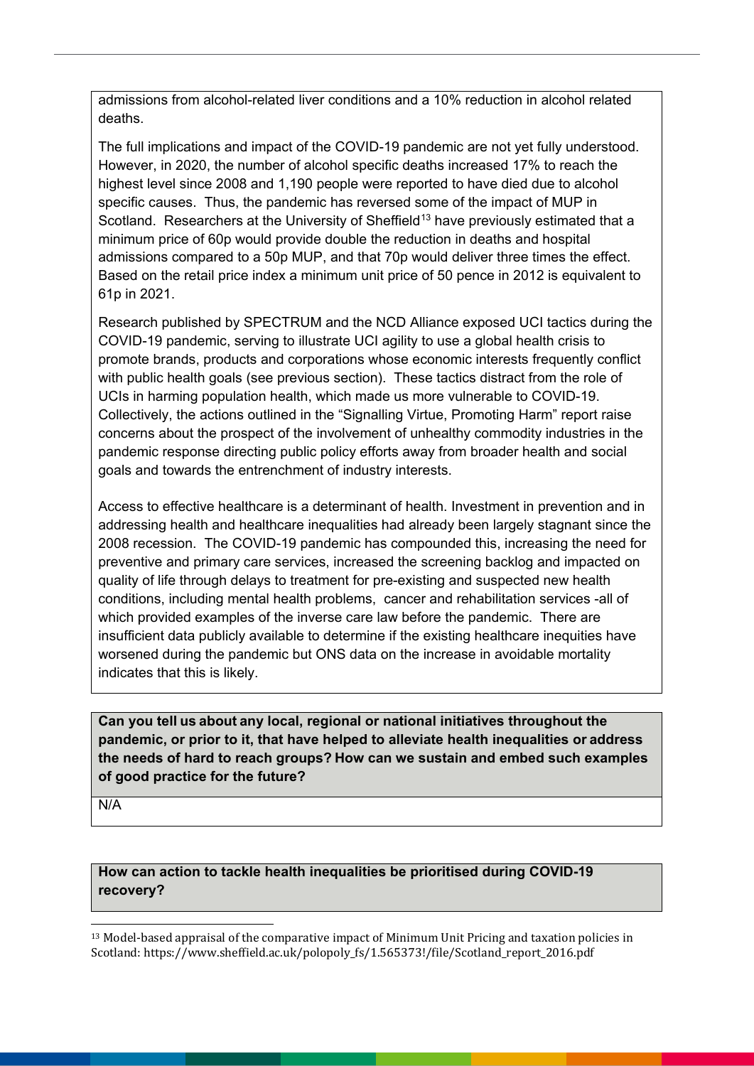admissions from alcohol-related liver conditions and a 10% reduction in alcohol related deaths.

The full implications and impact of the COVID-19 pandemic are not yet fully understood. However, in 2020, the number of alcohol specific deaths increased 17% to reach the highest level since 2008 and 1,190 people were reported to have died due to alcohol specific causes. Thus, the pandemic has reversed some of the impact of MUP in Scotland. Researchers at the University of Sheffield[13] have previously estimated that a minimum price of 60p would provide double the reduction in deaths and hospital admissions compared to a 50p MUP, and that 70p would deliver three times the effect. Based on the retail price index a minimum unit price of 50 pence in 2012 is equivalent to 61p in 2021.

Research published by SPECTRUM and the NCD Alliance exposed UCI tactics during the COVID-19 pandemic, serving to illustrate UCI agility to use a global health crisis to promote brands, products and corporations whose economic interests frequently conflict with public health goals (see previous section). These tactics distract from the role of UCIs in harming population health, which made us more vulnerable to COVID-19. Collectively, the actions outlined in the "Signalling Virtue, Promoting Harm" report raise concerns about the prospect of the involvement of unhealthy commodity industries in the pandemic response directing public policy efforts away from broader health and social goals and towards the entrenchment of industry interests.

Access to effective healthcare is a determinant of health. Investment in prevention and in addressing health and healthcare inequalities had already been largely stagnant since the 2008 recession. The COVID-19 pandemic has compounded this, increasing the need for preventive and primary care services, increased the screening backlog and impacted on quality of life through delays to treatment for pre-existing and suspected new health conditions, including mental health problems, cancer and rehabilitation services -all of which provided examples of the inverse care law before the pandemic. There are insufficient data publicly available to determine if the existing healthcare inequities have worsened during the pandemic but ONS data on the increase in avoidable mortality indicates that this is likely.

**Can you tell us about any local, regional or national initiatives throughout the pandemic, or prior to it, that have helped to alleviate health inequalities or address the needs of hard to reach groups? How can we sustain and embed such examples of good practice for the future?**

N/A

**How can action to tackle health inequalities be prioritised during COVID-19 recovery?**

[13] Model-based appraisal of the comparative impact of Minimum Unit Pricing and taxation policies in Scotland: https://www.sheffield.ac.uk/polopoly_fs/1.565373!/file/Scotland_report_2016.pdf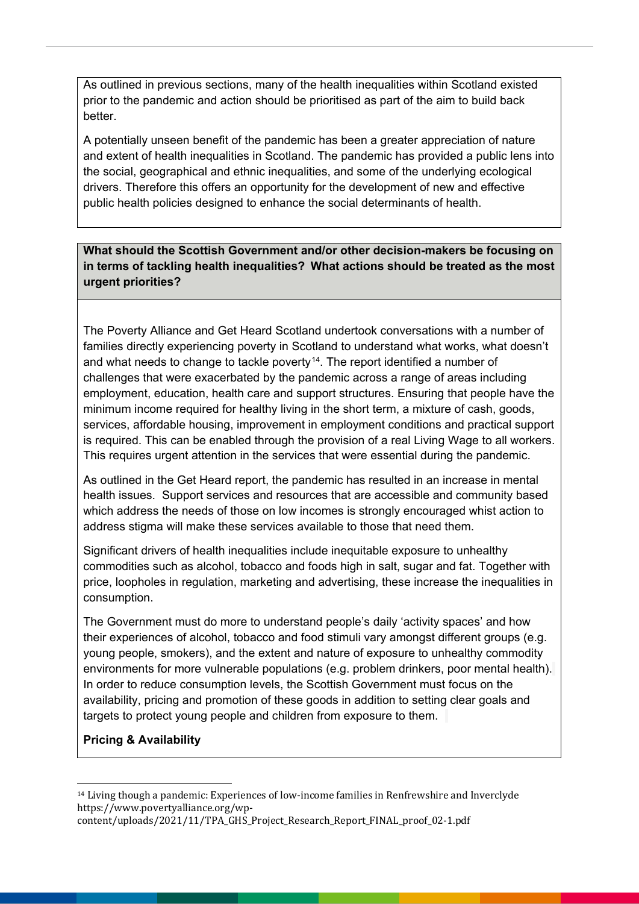As outlined in previous sections, many of the health inequalities within Scotland existed prior to the pandemic and action should be prioritised as part of the aim to build back better.

A potentially unseen benefit of the pandemic has been a greater appreciation of nature and extent of health inequalities in Scotland. The pandemic has provided a public lens into the social, geographical and ethnic inequalities, and some of the underlying ecological drivers. Therefore this offers an opportunity for the development of new and effective public health policies designed to enhance the social determinants of health.

**What should the Scottish Government and/or other decision-makers be focusing on in terms of tackling health inequalities? What actions should be treated as the most urgent priorities?**

The Poverty Alliance and Get Heard Scotland undertook conversations with a number of families directly experiencing poverty in Scotland to understand what works, what doesn't and what needs to change to tackle poverty[14]. The report identified a number of challenges that were exacerbated by the pandemic across a range of areas including employment, education, health care and support structures. Ensuring that people have the minimum income required for healthy living in the short term, a mixture of cash, goods, services, affordable housing, improvement in employment conditions and practical support is required. This can be enabled through the provision of a real Living Wage to all workers. This requires urgent attention in the services that were essential during the pandemic.

As outlined in the Get Heard report, the pandemic has resulted in an increase in mental health issues. Support services and resources that are accessible and community based which address the needs of those on low incomes is strongly encouraged whist action to address stigma will make these services available to those that need them.

Significant drivers of health inequalities include inequitable exposure to unhealthy commodities such as alcohol, tobacco and foods high in salt, sugar and fat. Together with price, loopholes in regulation, marketing and advertising, these increase the inequalities in consumption.

The Government must do more to understand people's daily 'activity spaces' and how their experiences of alcohol, tobacco and food stimuli vary amongst different groups (e.g. young people, smokers), and the extent and nature of exposure to unhealthy commodity environments for more vulnerable populations (e.g. problem drinkers, poor mental health). In order to reduce consumption levels, the Scottish Government must focus on the availability, pricing and promotion of these goods in addition to setting clear goals and targets to protect young people and children from exposure to them.

**Pricing & Availability**

[14] Living though a pandemic: Experiences of low-income families in Renfrewshire and Inverclyde https://www.povertyalliance.org/wp-content/uploads/2021/11/TPA_GHS_Project_Research_Report_FINAL_proof_02-1.pdf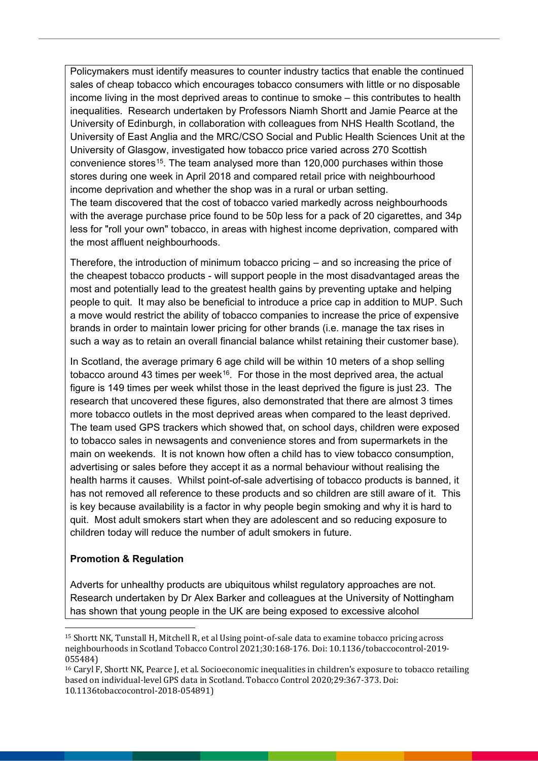Policymakers must identify measures to counter industry tactics that enable the continued sales of cheap tobacco which encourages tobacco consumers with little or no disposable income living in the most deprived areas to continue to smoke – this contributes to health inequalities. Research undertaken by Professors Niamh Shortt and Jamie Pearce at the University of Edinburgh, in collaboration with colleagues from NHS Health Scotland, the University of East Anglia and the MRC/CSO Social and Public Health Sciences Unit at the University of Glasgow, investigated how tobacco price varied across 270 Scottish convenience stores[15]. The team analysed more than 120,000 purchases within those stores during one week in April 2018 and compared retail price with neighbourhood income deprivation and whether the shop was in a rural or urban setting.
The team discovered that the cost of tobacco varied markedly across neighbourhoods with the average purchase price found to be 50p less for a pack of 20 cigarettes, and 34p less for "roll your own" tobacco, in areas with highest income deprivation, compared with the most affluent neighbourhoods.

Therefore, the introduction of minimum tobacco pricing – and so increasing the price of the cheapest tobacco products - will support people in the most disadvantaged areas the most and potentially lead to the greatest health gains by preventing uptake and helping people to quit. It may also be beneficial to introduce a price cap in addition to MUP. Such a move would restrict the ability of tobacco companies to increase the price of expensive brands in order to maintain lower pricing for other brands (i.e. manage the tax rises in such a way as to retain an overall financial balance whilst retaining their customer base).

In Scotland, the average primary 6 age child will be within 10 meters of a shop selling tobacco around 43 times per week[16]. For those in the most deprived area, the actual figure is 149 times per week whilst those in the least deprived the figure is just 23. The research that uncovered these figures, also demonstrated that there are almost 3 times more tobacco outlets in the most deprived areas when compared to the least deprived. The team used GPS trackers which showed that, on school days, children were exposed to tobacco sales in newsagents and convenience stores and from supermarkets in the main on weekends. It is not known how often a child has to view tobacco consumption, advertising or sales before they accept it as a normal behaviour without realising the health harms it causes. Whilst point-of-sale advertising of tobacco products is banned, it has not removed all reference to these products and so children are still aware of it. This is key because availability is a factor in why people begin smoking and why it is hard to quit. Most adult smokers start when they are adolescent and so reducing exposure to children today will reduce the number of adult smokers in future.

**Promotion & Regulation**

Adverts for unhealthy products are ubiquitous whilst regulatory approaches are not. Research undertaken by Dr Alex Barker and colleagues at the University of Nottingham has shown that young people in the UK are being exposed to excessive alcohol

---

[15] Shortt NK, Tunstall H, Mitchell R, et al Using point-of-sale data to examine tobacco pricing across neighbourhoods in Scotland Tobacco Control 2021;30:168-176. Doi: 10.1136/tobaccocontrol-2019-055484)

[16] Caryl F, Shortt NK, Pearce J, et al. Socioeconomic inequalities in children's exposure to tobacco retailing based on individual-level GPS data in Scotland. Tobacco Control 2020;29:367-373. Doi: 10.1136tobaccocontrol-2018-054891)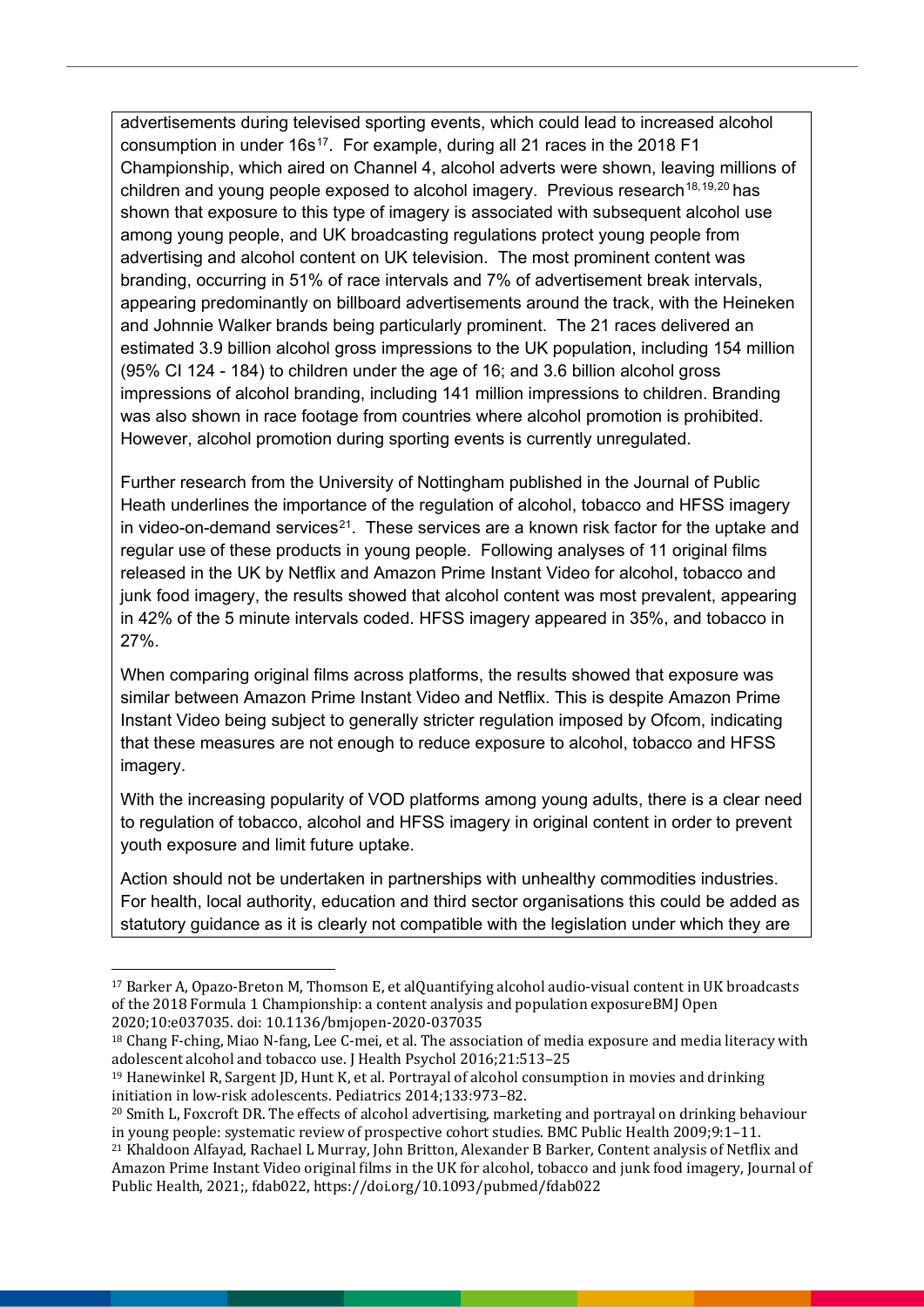advertisements during televised sporting events, which could lead to increased alcohol consumption in under 16s[17]. For example, during all 21 races in the 2018 F1 Championship, which aired on Channel 4, alcohol adverts were shown, leaving millions of children and young people exposed to alcohol imagery. Previous research[18,19,20] has shown that exposure to this type of imagery is associated with subsequent alcohol use among young people, and UK broadcasting regulations protect young people from advertising and alcohol content on UK television. The most prominent content was branding, occurring in 51% of race intervals and 7% of advertisement break intervals, appearing predominantly on billboard advertisements around the track, with the Heineken and Johnnie Walker brands being particularly prominent. The 21 races delivered an estimated 3.9 billion alcohol gross impressions to the UK population, including 154 million (95% CI 124 - 184) to children under the age of 16; and 3.6 billion alcohol gross impressions of alcohol branding, including 141 million impressions to children. Branding was also shown in race footage from countries where alcohol promotion is prohibited. However, alcohol promotion during sporting events is currently unregulated.

Further research from the University of Nottingham published in the Journal of Public Heath underlines the importance of the regulation of alcohol, tobacco and HFSS imagery in video-on-demand services[21]. These services are a known risk factor for the uptake and regular use of these products in young people. Following analyses of 11 original films released in the UK by Netflix and Amazon Prime Instant Video for alcohol, tobacco and junk food imagery, the results showed that alcohol content was most prevalent, appearing in 42% of the 5 minute intervals coded. HFSS imagery appeared in 35%, and tobacco in 27%.

When comparing original films across platforms, the results showed that exposure was similar between Amazon Prime Instant Video and Netflix. This is despite Amazon Prime Instant Video being subject to generally stricter regulation imposed by Ofcom, indicating that these measures are not enough to reduce exposure to alcohol, tobacco and HFSS imagery.

With the increasing popularity of VOD platforms among young adults, there is a clear need to regulation of tobacco, alcohol and HFSS imagery in original content in order to prevent youth exposure and limit future uptake.

Action should not be undertaken in partnerships with unhealthy commodities industries. For health, local authority, education and third sector organisations this could be added as statutory guidance as it is clearly not compatible with the legislation under which they are

---

[17] Barker A, Opazo-Breton M, Thomson E, et alQuantifying alcohol audio-visual content in UK broadcasts of the 2018 Formula 1 Championship: a content analysis and population exposureBMJ Open 2020;10:e037035. doi: 10.1136/bmjopen-2020-037035

[18] Chang F-ching, Miao N-fang, Lee C-mei, et al. The association of media exposure and media literacy with adolescent alcohol and tobacco use. J Health Psychol 2016;21:513–25

[19] Hanewinkel R, Sargent JD, Hunt K, et al. Portrayal of alcohol consumption in movies and drinking initiation in low-risk adolescents. Pediatrics 2014;133:973–82.

[20] Smith L, Foxcroft DR. The effects of alcohol advertising, marketing and portrayal on drinking behaviour in young people: systematic review of prospective cohort studies. BMC Public Health 2009;9:1–11.

[21] Khaldoon Alfayad, Rachael L Murray, John Britton, Alexander B Barker, Content analysis of Netflix and Amazon Prime Instant Video original films in the UK for alcohol, tobacco and junk food imagery, Journal of Public Health, 2021;, fdab022, https://doi.org/10.1093/pubmed/fdab022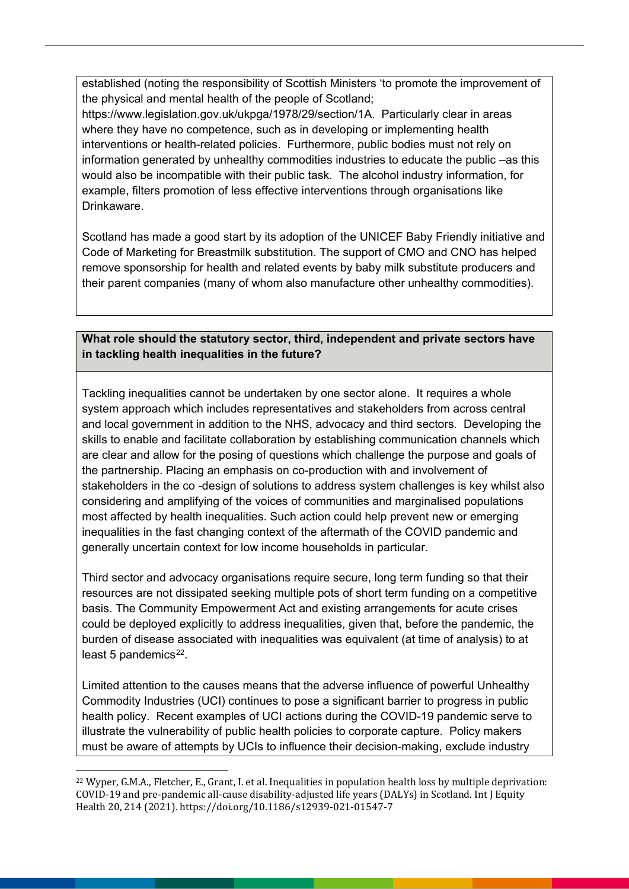established (noting the responsibility of Scottish Ministers 'to promote the improvement of the physical and mental health of the people of Scotland; https://www.legislation.gov.uk/ukpga/1978/29/section/1A. Particularly clear in areas where they have no competence, such as in developing or implementing health interventions or health-related policies. Furthermore, public bodies must not rely on information generated by unhealthy commodities industries to educate the public –as this would also be incompatible with their public task. The alcohol industry information, for example, filters promotion of less effective interventions through organisations like Drinkaware.

Scotland has made a good start by its adoption of the UNICEF Baby Friendly initiative and Code of Marketing for Breastmilk substitution. The support of CMO and CNO has helped remove sponsorship for health and related events by baby milk substitute producers and their parent companies (many of whom also manufacture other unhealthy commodities).

**What role should the statutory sector, third, independent and private sectors have in tackling health inequalities in the future?**

Tackling inequalities cannot be undertaken by one sector alone. It requires a whole system approach which includes representatives and stakeholders from across central and local government in addition to the NHS, advocacy and third sectors. Developing the skills to enable and facilitate collaboration by establishing communication channels which are clear and allow for the posing of questions which challenge the purpose and goals of the partnership. Placing an emphasis on co-production with and involvement of stakeholders in the co -design of solutions to address system challenges is key whilst also considering and amplifying of the voices of communities and marginalised populations most affected by health inequalities. Such action could help prevent new or emerging inequalities in the fast changing context of the aftermath of the COVID pandemic and generally uncertain context for low income households in particular.

Third sector and advocacy organisations require secure, long term funding so that their resources are not dissipated seeking multiple pots of short term funding on a competitive basis. The Community Empowerment Act and existing arrangements for acute crises could be deployed explicitly to address inequalities, given that, before the pandemic, the burden of disease associated with inequalities was equivalent (at time of analysis) to at least 5 pandemics[22].

Limited attention to the causes means that the adverse influence of powerful Unhealthy Commodity Industries (UCI) continues to pose a significant barrier to progress in public health policy. Recent examples of UCI actions during the COVID-19 pandemic serve to illustrate the vulnerability of public health policies to corporate capture. Policy makers must be aware of attempts by UCIs to influence their decision-making, exclude industry

[22] Wyper, G.M.A., Fletcher, E., Grant, I. et al. Inequalities in population health loss by multiple deprivation: COVID-19 and pre-pandemic all-cause disability-adjusted life years (DALYs) in Scotland. Int J Equity Health 20, 214 (2021). https://doi.org/10.1186/s12939-021-01547-7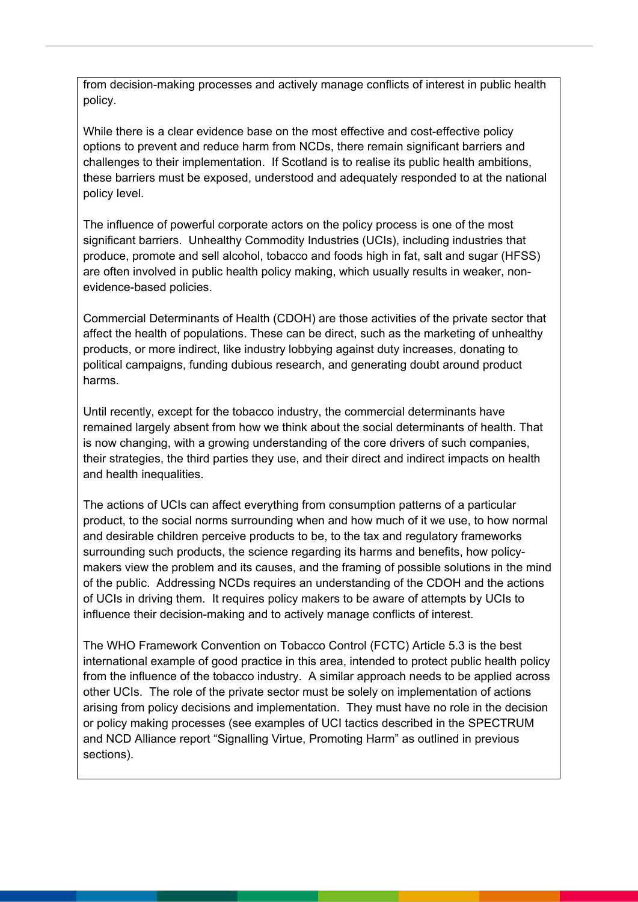from decision-making processes and actively manage conflicts of interest in public health policy.

While there is a clear evidence base on the most effective and cost-effective policy options to prevent and reduce harm from NCDs, there remain significant barriers and challenges to their implementation. If Scotland is to realise its public health ambitions, these barriers must be exposed, understood and adequately responded to at the national policy level.

The influence of powerful corporate actors on the policy process is one of the most significant barriers. Unhealthy Commodity Industries (UCIs), including industries that produce, promote and sell alcohol, tobacco and foods high in fat, salt and sugar (HFSS) are often involved in public health policy making, which usually results in weaker, non-evidence-based policies.

Commercial Determinants of Health (CDOH) are those activities of the private sector that affect the health of populations. These can be direct, such as the marketing of unhealthy products, or more indirect, like industry lobbying against duty increases, donating to political campaigns, funding dubious research, and generating doubt around product harms.

Until recently, except for the tobacco industry, the commercial determinants have remained largely absent from how we think about the social determinants of health. That is now changing, with a growing understanding of the core drivers of such companies, their strategies, the third parties they use, and their direct and indirect impacts on health and health inequalities.

The actions of UCIs can affect everything from consumption patterns of a particular product, to the social norms surrounding when and how much of it we use, to how normal and desirable children perceive products to be, to the tax and regulatory frameworks surrounding such products, the science regarding its harms and benefits, how policy-makers view the problem and its causes, and the framing of possible solutions in the mind of the public. Addressing NCDs requires an understanding of the CDOH and the actions of UCIs in driving them. It requires policy makers to be aware of attempts by UCIs to influence their decision-making and to actively manage conflicts of interest.

The WHO Framework Convention on Tobacco Control (FCTC) Article 5.3 is the best international example of good practice in this area, intended to protect public health policy from the influence of the tobacco industry. A similar approach needs to be applied across other UCIs. The role of the private sector must be solely on implementation of actions arising from policy decisions and implementation. They must have no role in the decision or policy making processes (see examples of UCI tactics described in the SPECTRUM and NCD Alliance report "Signalling Virtue, Promoting Harm" as outlined in previous sections).